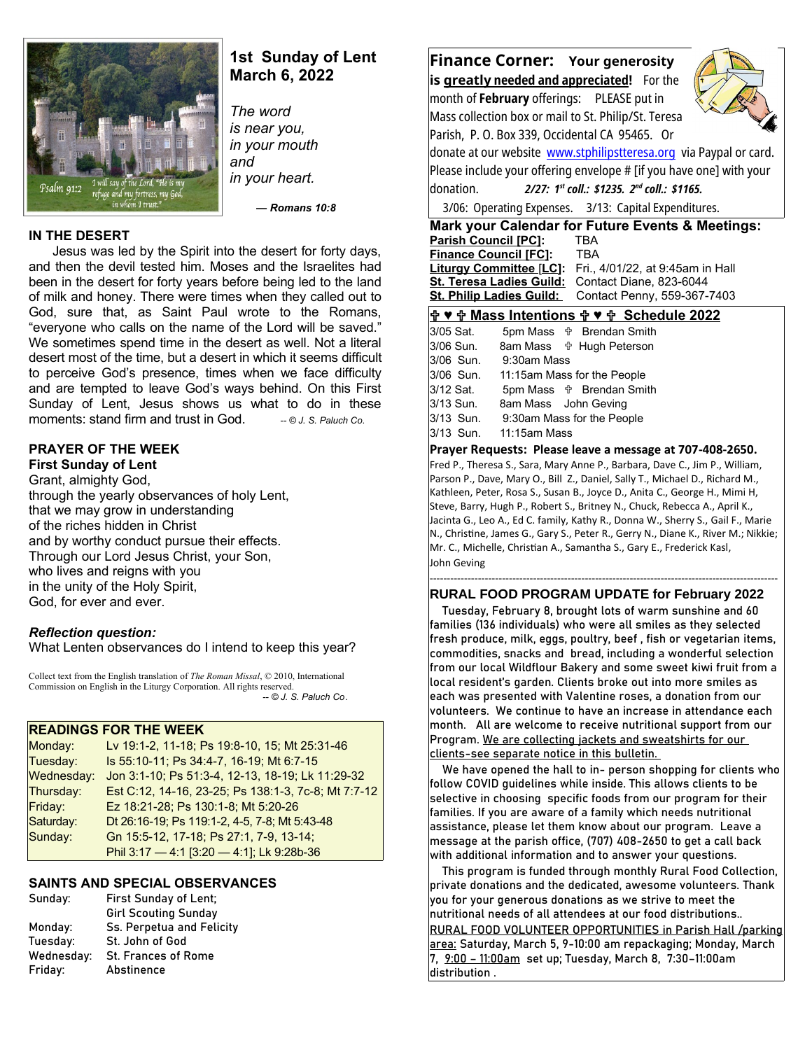# 1st Sunday of Lent
## March 6, 2022

*The word*
*is near you,*
*in your mouth*
*and*
*in your heart.*

***— Romans 10:8***

### IN THE DESERT

Jesus was led by the Spirit into the desert for forty days, and then the devil tested him. Moses and the Israelites had been in the desert for forty years before being led to the land of milk and honey. There were times when they called out to God, sure that, as Saint Paul wrote to the Romans, "everyone who calls on the name of the Lord will be saved." We sometimes spend time in the desert as well. Not a literal desert most of the time, but a desert in which it seems difficult to perceive God's presence, times when we face difficulty and are tempted to leave God's ways behind. On this First Sunday of Lent, Jesus shows us what to do in these moments: stand firm and trust in God. *-- © J. S. Paluch Co.*

### PRAYER OF THE WEEK

**First Sunday of Lent**

Grant, almighty God,
through the yearly observances of holy Lent,
that we may grow in understanding
of the riches hidden in Christ
and by worthy conduct pursue their effects.
Through our Lord Jesus Christ, your Son,
who lives and reigns with you
in the unity of the Holy Spirit,
God, for ever and ever.

***Reflection question:***
What Lenten observances do I intend to keep this year?

Collect text from the English translation of *The Roman Missal*, © 2010, International Commission on English in the Liturgy Corporation. All rights reserved. *-- © J. S. Paluch Co*.

### READINGS FOR THE WEEK

| | |
|---|---|
| Monday: | Lv 19:1-2, 11-18; Ps 19:8-10, 15; Mt 25:31-46 |
| Tuesday: | Is 55:10-11; Ps 34:4-7, 16-19; Mt 6:7-15 |
| Wednesday: | Jon 3:1-10; Ps 51:3-4, 12-13, 18-19; Lk 11:29-32 |
| Thursday: | Est C:12, 14-16, 23-25; Ps 138:1-3, 7c-8; Mt 7:7-12 |
| Friday: | Ez 18:21-28; Ps 130:1-8; Mt 5:20-26 |
| Saturday: | Dt 26:16-19; Ps 119:1-2, 4-5, 7-8; Mt 5:43-48 |
| Sunday: | Gn 15:5-12, 17-18; Ps 27:1, 7-9, 13-14; Phil 3:17 — 4:1 [3:20 — 4:1]; Lk 9:28b-36 |

### SAINTS AND SPECIAL OBSERVANCES

| | |
|---|---|
| Sunday: | First Sunday of Lent; Girl Scouting Sunday |
| Monday: | Ss. Perpetua and Felicity |
| Tuesday: | St. John of God |
| Wednesday: | St. Frances of Rome |
| Friday: | Abstinence |

## Finance Corner: Your generosity is <u>greatly needed and appreciated</u>!

For the month of **February** offerings: PLEASE put in Mass collection box or mail to St. Philip/St. Teresa Parish, P. O. Box 339, Occidental CA 95465. Or donate at our website www.stphilipstteresa.org via Paypal or card. Please include your offering envelope # [if you have one] with your donation. ***2/27: 1st coll.: $1235. 2nd coll.: $1165.***

3/06: Operating Expenses. 3/13: Capital Expenditures.

### Mark your Calendar for Future Events & Meetings:

| | |
|---|---|
| **Parish Council [PC]:** | TBA |
| **Finance Council [FC]:** | TBA |
| **Liturgy Committee [LC]:** | Fri., 4/01/22, at 9:45am in Hall |
| **St. Teresa Ladies Guild:** | Contact Diane, 823-6044 |
| **St. Philip Ladies Guild:** | Contact Penny, 559-367-7403 |

### ✞ ♥ ✞ Mass Intentions ✞ ♥ ✞ Schedule 2022

| | |
|---|---|
| 3/05 Sat. | 5pm Mass ✞ Brendan Smith |
| 3/06 Sun. | 8am Mass ✞ Hugh Peterson |
| 3/06 Sun. | 9:30am Mass |
| 3/06 Sun. | 11:15am Mass for the People |
| 3/12 Sat. | 5pm Mass ✞ Brendan Smith |
| 3/13 Sun. | 8am Mass John Geving |
| 3/13 Sun. | 9:30am Mass for the People |
| 3/13 Sun. | 11:15am Mass |

**Prayer Requests: Please leave a message at 707-408-2650.**

Fred P., Theresa S., Sara, Mary Anne P., Barbara, Dave C., Jim P., William, Parson P., Dave, Mary O., Bill Z., Daniel, Sally T., Michael D., Richard M., Kathleen, Peter, Rosa S., Susan B., Joyce D., Anita C., George H., Mimi H, Steve, Barry, Hugh P., Robert S., Britney N., Chuck, Rebecca A., April K., Jacinta G., Leo A., Ed C. family, Kathy R., Donna W., Sherry S., Gail F., Marie N., Christine, James G., Gary S., Peter R., Gerry N., Diane K., River M.; Nikkie; Mr. C., Michelle, Christian A., Samantha S., Gary E., Frederick Kasl, John Geving

### RURAL FOOD PROGRAM UPDATE for February 2022

Tuesday, February 8, brought lots of warm sunshine and 60 families (136 individuals) who were all smiles as they selected fresh produce, milk, eggs, poultry, beef , fish or vegetarian items, commodities, snacks and bread, including a wonderful selection from our local Wildflour Bakery and some sweet kiwi fruit from a local resident's garden. Clients broke out into more smiles as each was presented with Valentine roses, a donation from our volunteers. We continue to have an increase in attendance each month. All are welcome to receive nutritional support from our Program. <u>We are collecting jackets and sweatshirts for our clients-see separate notice in this bulletin.</u>

We have opened the hall to in- person shopping for clients who follow COVID guidelines while inside. This allows clients to be selective in choosing specific foods from our program for their families. If you are aware of a family which needs nutritional assistance, please let them know about our program. Leave a message at the parish office, (707) 408-2650 to get a call back with additional information and to answer your questions.

This program is funded through monthly Rural Food Collection, private donations and the dedicated, awesome volunteers. Thank you for your generous donations as we strive to meet the nutritional needs of all attendees at our food distributions..

<u>RURAL FOOD VOLUNTEER OPPORTUNITIES in Parish Hall /parking area:</u> Saturday, March 5, 9-10:00 am repackaging; Monday, March 7, <u>9:00 – 11:00am</u> set up; Tuesday, March 8, 7:30–11:00am distribution .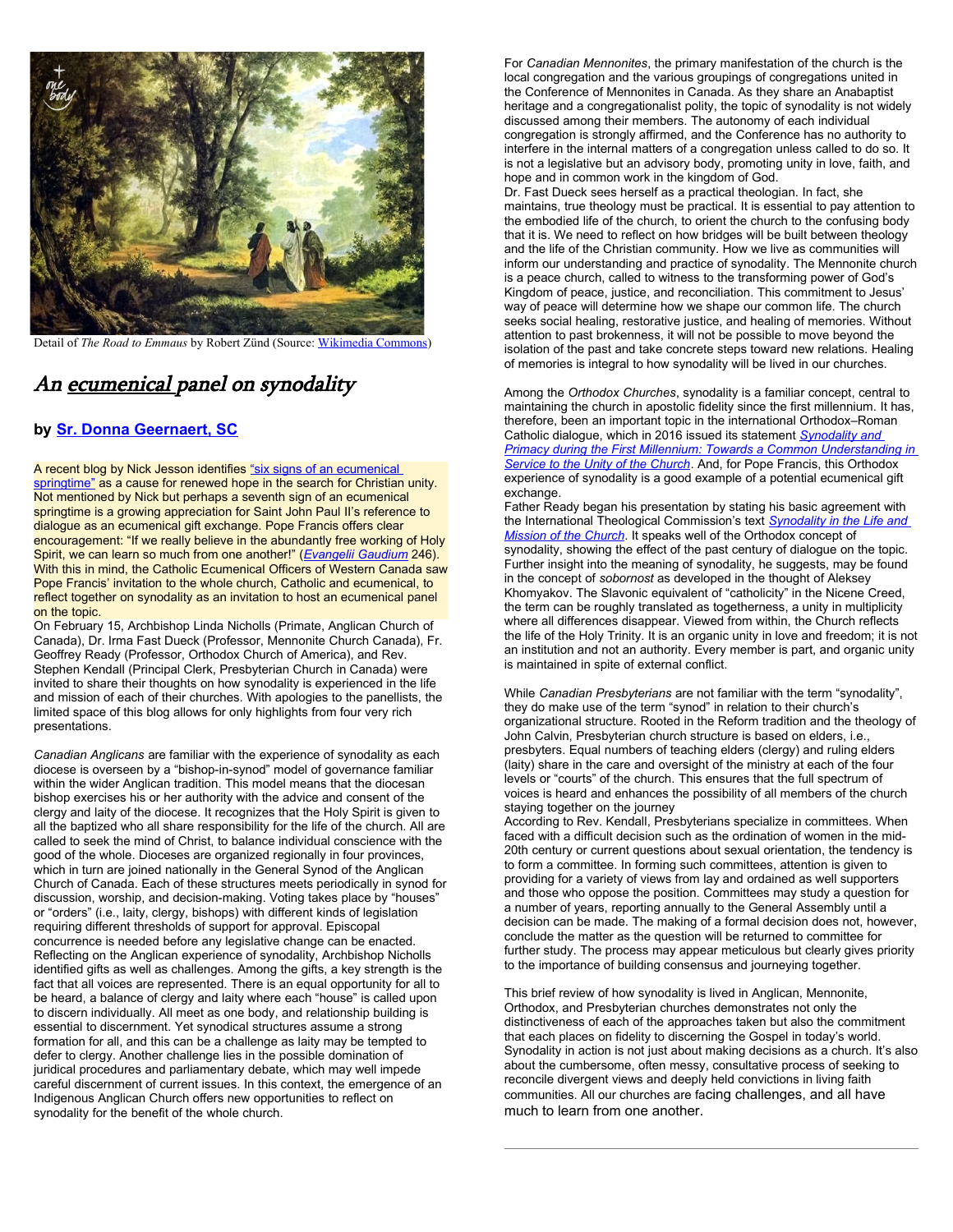Detail of *The Road to Emmaus* by Robert Zünd (Source: Wikimedia Commons)

# An ecumenical panel on synodality

## by Sr. Donna Geernaert, SC

A recent blog by Nick Jesson identifies "six signs of an ecumenical springtime" as a cause for renewed hope in the search for Christian unity. Not mentioned by Nick but perhaps a seventh sign of an ecumenical springtime is a growing appreciation for Saint John Paul II's reference to dialogue as an ecumenical gift exchange. Pope Francis offers clear encouragement: "If we really believe in the abundantly free working of Holy Spirit, we can learn so much from one another!" (*Evangelii Gaudium* 246). With this in mind, the Catholic Ecumenical Officers of Western Canada saw Pope Francis' invitation to the whole church, Catholic and ecumenical, to reflect together on synodality as an invitation to host an ecumenical panel on the topic.

On February 15, Archbishop Linda Nicholls (Primate, Anglican Church of Canada), Dr. Irma Fast Dueck (Professor, Mennonite Church Canada), Fr. Geoffrey Ready (Professor, Orthodox Church of America), and Rev. Stephen Kendall (Principal Clerk, Presbyterian Church in Canada) were invited to share their thoughts on how synodality is experienced in the life and mission of each of their churches. With apologies to the panellists, the limited space of this blog allows for only highlights from four very rich presentations.

*Canadian Anglicans* are familiar with the experience of synodality as each diocese is overseen by a "bishop-in-synod" model of governance familiar within the wider Anglican tradition. This model means that the diocesan bishop exercises his or her authority with the advice and consent of the clergy and laity of the diocese. It recognizes that the Holy Spirit is given to all the baptized who all share responsibility for the life of the church. All are called to seek the mind of Christ, to balance individual conscience with the good of the whole. Dioceses are organized regionally in four provinces, which in turn are joined nationally in the General Synod of the Anglican Church of Canada. Each of these structures meets periodically in synod for discussion, worship, and decision-making. Voting takes place by "houses" or "orders" (i.e., laity, clergy, bishops) with different kinds of legislation requiring different thresholds of support for approval. Episcopal concurrence is needed before any legislative change can be enacted. Reflecting on the Anglican experience of synodality, Archbishop Nicholls identified gifts as well as challenges. Among the gifts, a key strength is the fact that all voices are represented. There is an equal opportunity for all to be heard, a balance of clergy and laity where each "house" is called upon to discern individually. All meet as one body, and relationship building is essential to discernment. Yet synodical structures assume a strong formation for all, and this can be a challenge as laity may be tempted to defer to clergy. Another challenge lies in the possible domination of juridical procedures and parliamentary debate, which may well impede careful discernment of current issues. In this context, the emergence of an Indigenous Anglican Church offers new opportunities to reflect on synodality for the benefit of the whole church.

For *Canadian Mennonites*, the primary manifestation of the church is the local congregation and the various groupings of congregations united in the Conference of Mennonites in Canada. As they share an Anabaptist heritage and a congregationalist polity, the topic of synodality is not widely discussed among their members. The autonomy of each individual congregation is strongly affirmed, and the Conference has no authority to interfere in the internal matters of a congregation unless called to do so. It is not a legislative but an advisory body, promoting unity in love, faith, and hope and in common work in the kingdom of God.

Dr. Fast Dueck sees herself as a practical theologian. In fact, she maintains, true theology must be practical. It is essential to pay attention to the embodied life of the church, to orient the church to the confusing body that it is. We need to reflect on how bridges will be built between theology and the life of the Christian community. How we live as communities will inform our understanding and practice of synodality. The Mennonite church is a peace church, called to witness to the transforming power of God's Kingdom of peace, justice, and reconciliation. This commitment to Jesus' way of peace will determine how we shape our common life. The church seeks social healing, restorative justice, and healing of memories. Without attention to past brokenness, it will not be possible to move beyond the isolation of the past and take concrete steps toward new relations. Healing of memories is integral to how synodality will be lived in our churches.

Among the *Orthodox Churches*, synodality is a familiar concept, central to maintaining the church in apostolic fidelity since the first millennium. It has, therefore, been an important topic in the international Orthodox–Roman Catholic dialogue, which in 2016 issued its statement *Synodality and Primacy during the First Millennium: Towards a Common Understanding in Service to the Unity of the Church*. And, for Pope Francis, this Orthodox experience of synodality is a good example of a potential ecumenical gift exchange.

Father Ready began his presentation by stating his basic agreement with the International Theological Commission's text *Synodality in the Life and Mission of the Church*. It speaks well of the Orthodox concept of synodality, showing the effect of the past century of dialogue on the topic. Further insight into the meaning of synodality, he suggests, may be found in the concept of *sobornost* as developed in the thought of Aleksey Khomyakov. The Slavonic equivalent of "catholicity" in the Nicene Creed, the term can be roughly translated as togetherness, a unity in multiplicity where all differences disappear. Viewed from within, the Church reflects the life of the Holy Trinity. It is an organic unity in love and freedom; it is not an institution and not an authority. Every member is part, and organic unity is maintained in spite of external conflict.

While *Canadian Presbyterians* are not familiar with the term "synodality", they do make use of the term "synod" in relation to their church's organizational structure. Rooted in the Reform tradition and the theology of John Calvin, Presbyterian church structure is based on elders, i.e., presbyters. Equal numbers of teaching elders (clergy) and ruling elders (laity) share in the care and oversight of the ministry at each of the four levels or "courts" of the church. This ensures that the full spectrum of voices is heard and enhances the possibility of all members of the church staying together on the journey

According to Rev. Kendall, Presbyterians specialize in committees. When faced with a difficult decision such as the ordination of women in the mid-20th century or current questions about sexual orientation, the tendency is to form a committee. In forming such committees, attention is given to providing for a variety of views from lay and ordained as well supporters and those who oppose the position. Committees may study a question for a number of years, reporting annually to the General Assembly until a decision can be made. The making of a formal decision does not, however, conclude the matter as the question will be returned to committee for further study. The process may appear meticulous but clearly gives priority to the importance of building consensus and journeying together.

This brief review of how synodality is lived in Anglican, Mennonite, Orthodox, and Presbyterian churches demonstrates not only the distinctiveness of each of the approaches taken but also the commitment that each places on fidelity to discerning the Gospel in today's world. Synodality in action is not just about making decisions as a church. It's also about the cumbersome, often messy, consultative process of seeking to reconcile divergent views and deeply held convictions in living faith communities. All our churches are facing challenges, and all have much to learn from one another.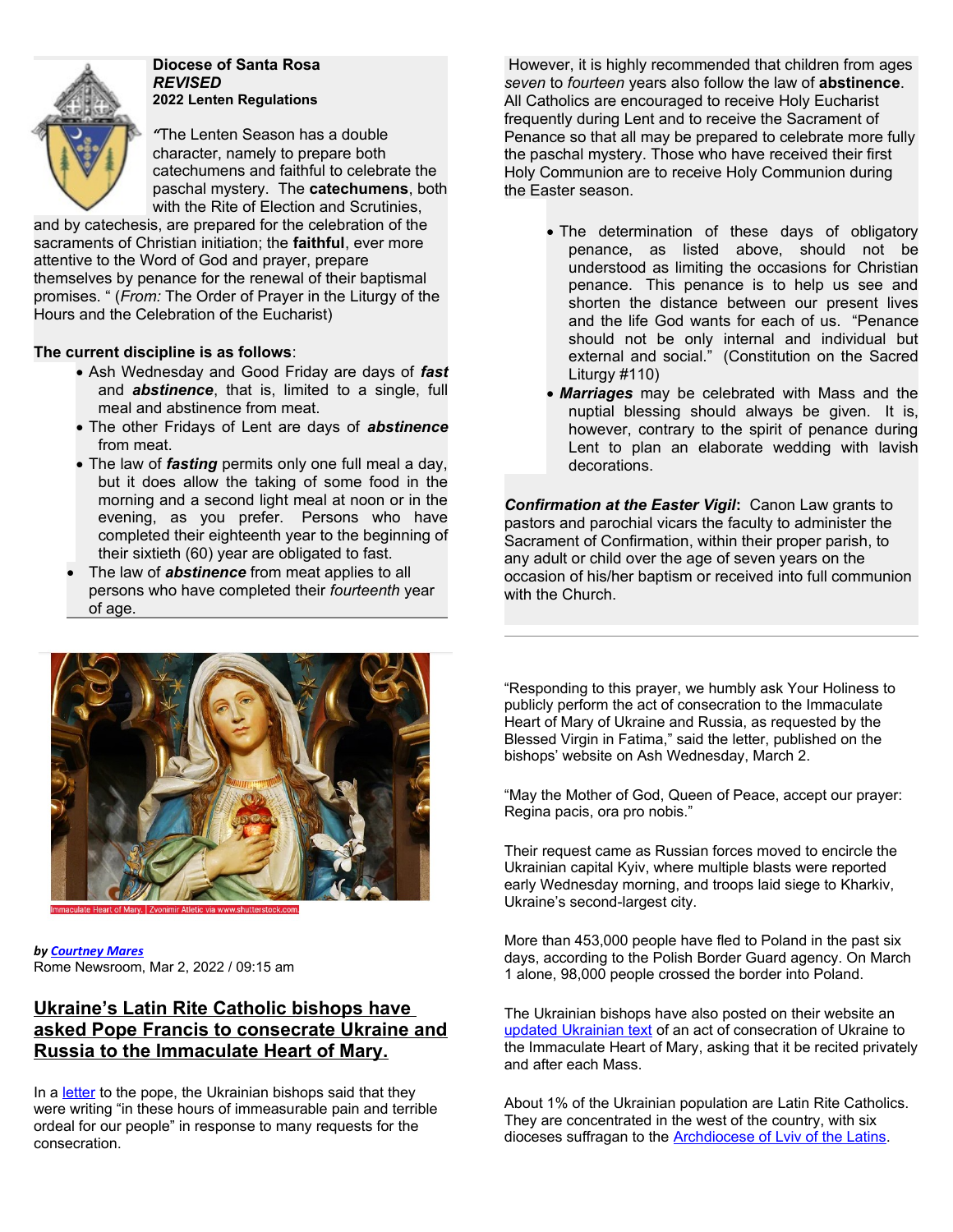**Diocese of Santa Rosa**
***REVISED***
**2022 Lenten Regulations**

*"*The Lenten Season has a double character, namely to prepare both catechumens and faithful to celebrate the paschal mystery. The **catechumens**, both with the Rite of Election and Scrutinies, and by catechesis, are prepared for the celebration of the sacraments of Christian initiation; the **faithful**, ever more attentive to the Word of God and prayer, prepare themselves by penance for the renewal of their baptismal promises. " (*From:* The Order of Prayer in the Liturgy of the Hours and the Celebration of the Eucharist)

**The current discipline is as follows**:

- Ash Wednesday and Good Friday are days of ***fast*** and ***abstinence***, that is, limited to a single, full meal and abstinence from meat.
- The other Fridays of Lent are days of ***abstinence*** from meat.
- The law of ***fasting*** permits only one full meal a day, but it does allow the taking of some food in the morning and a second light meal at noon or in the evening, as you prefer. Persons who have completed their eighteenth year to the beginning of their sixtieth (60) year are obligated to fast.
- The law of ***abstinence*** from meat applies to all persons who have completed their *fourteenth* year of age.

However, it is highly recommended that children from ages *seven* to *fourteen* years also follow the law of **abstinence**. All Catholics are encouraged to receive Holy Eucharist frequently during Lent and to receive the Sacrament of Penance so that all may be prepared to celebrate more fully the paschal mystery. Those who have received their first Holy Communion are to receive Holy Communion during the Easter season.

- The determination of these days of obligatory penance, as listed above, should not be understood as limiting the occasions for Christian penance. This penance is to help us see and shorten the distance between our present lives and the life God wants for each of us. "Penance should not be only internal and individual but external and social." (Constitution on the Sacred Liturgy #110)
- ***Marriages*** may be celebrated with Mass and the nuptial blessing should always be given. It is, however, contrary to the spirit of penance during Lent to plan an elaborate wedding with lavish decorations.

***Confirmation at the Easter Vigil*****:** Canon Law grants to pastors and parochial vicars the faculty to administer the Sacrament of Confirmation, within their proper parish, to any adult or child over the age of seven years on the occasion of his/her baptism or received into full communion with the Church.

Immaculate Heart of Mary. | Zvonimir Atletic via www.shutterstock.com

***by Courtney Mares***
Rome Newsroom, Mar 2, 2022 / 09:15 am

## Ukraine's Latin Rite Catholic bishops have asked Pope Francis to consecrate Ukraine and Russia to the Immaculate Heart of Mary.

In a letter to the pope, the Ukrainian bishops said that they were writing "in these hours of immeasurable pain and terrible ordeal for our people" in response to many requests for the consecration.

"Responding to this prayer, we humbly ask Your Holiness to publicly perform the act of consecration to the Immaculate Heart of Mary of Ukraine and Russia, as requested by the Blessed Virgin in Fatima," said the letter, published on the bishops' website on Ash Wednesday, March 2.

"May the Mother of God, Queen of Peace, accept our prayer: Regina pacis, ora pro nobis."

Their request came as Russian forces moved to encircle the Ukrainian capital Kyiv, where multiple blasts were reported early Wednesday morning, and troops laid siege to Kharkiv, Ukraine's second-largest city.

More than 453,000 people have fled to Poland in the past six days, according to the Polish Border Guard agency. On March 1 alone, 98,000 people crossed the border into Poland.

The Ukrainian bishops have also posted on their website an updated Ukrainian text of an act of consecration of Ukraine to the Immaculate Heart of Mary, asking that it be recited privately and after each Mass.

About 1% of the Ukrainian population are Latin Rite Catholics. They are concentrated in the west of the country, with six dioceses suffragan to the Archdiocese of Lviv of the Latins.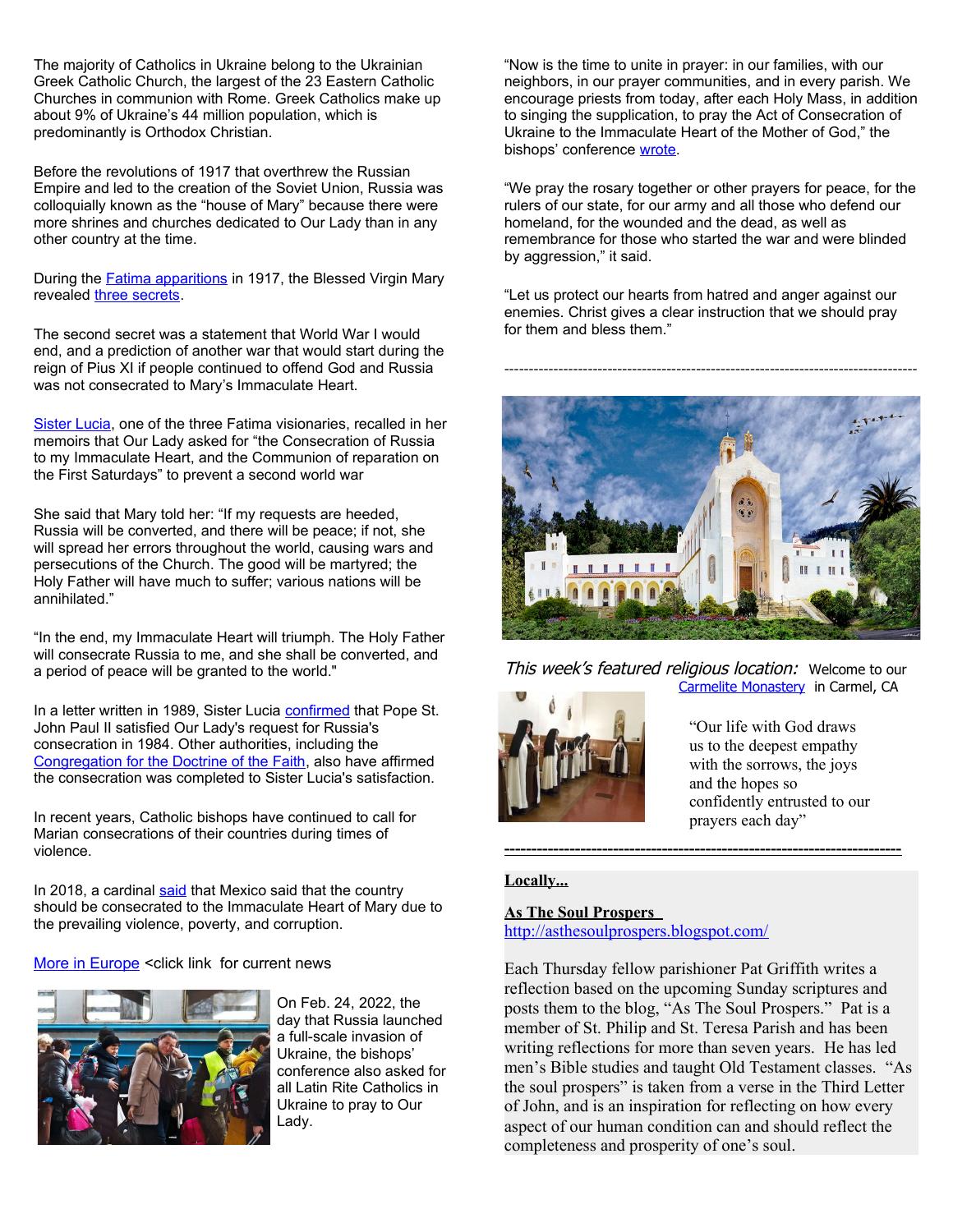The majority of Catholics in Ukraine belong to the Ukrainian Greek Catholic Church, the largest of the 23 Eastern Catholic Churches in communion with Rome. Greek Catholics make up about 9% of Ukraine's 44 million population, which is predominantly is Orthodox Christian.

Before the revolutions of 1917 that overthrew the Russian Empire and led to the creation of the Soviet Union, Russia was colloquially known as the "house of Mary" because there were more shrines and churches dedicated to Our Lady than in any other country at the time.

During the Fatima apparitions in 1917, the Blessed Virgin Mary revealed three secrets.

The second secret was a statement that World War I would end, and a prediction of another war that would start during the reign of Pius XI if people continued to offend God and Russia was not consecrated to Mary's Immaculate Heart.

Sister Lucia, one of the three Fatima visionaries, recalled in her memoirs that Our Lady asked for "the Consecration of Russia to my Immaculate Heart, and the Communion of reparation on the First Saturdays" to prevent a second world war

She said that Mary told her: "If my requests are heeded, Russia will be converted, and there will be peace; if not, she will spread her errors throughout the world, causing wars and persecutions of the Church. The good will be martyred; the Holy Father will have much to suffer; various nations will be annihilated."

"In the end, my Immaculate Heart will triumph. The Holy Father will consecrate Russia to me, and she shall be converted, and a period of peace will be granted to the world."

In a letter written in 1989, Sister Lucia confirmed that Pope St. John Paul II satisfied Our Lady's request for Russia's consecration in 1984. Other authorities, including the Congregation for the Doctrine of the Faith, also have affirmed the consecration was completed to Sister Lucia's satisfaction.

In recent years, Catholic bishops have continued to call for Marian consecrations of their countries during times of violence.

In 2018, a cardinal said that Mexico said that the country should be consecrated to the Immaculate Heart of Mary due to the prevailing violence, poverty, and corruption.

More in Europe <click link for current news

On Feb. 24, 2022, the day that Russia launched a full-scale invasion of Ukraine, the bishops' conference also asked for all Latin Rite Catholics in Ukraine to pray to Our Lady.

"Now is the time to unite in prayer: in our families, with our neighbors, in our prayer communities, and in every parish. We encourage priests from today, after each Holy Mass, in addition to singing the supplication, to pray the Act of Consecration of Ukraine to the Immaculate Heart of the Mother of God," the bishops' conference wrote.

"We pray the rosary together or other prayers for peace, for the rulers of our state, for our army and all those who defend our homeland, for the wounded and the dead, as well as remembrance for those who started the war and were blinded by aggression," it said.

"Let us protect our hearts from hatred and anger against our enemies. Christ gives a clear instruction that we should pray for them and bless them."

---

*This week's featured religious location:* Welcome to our Carmelite Monastery in Carmel, CA

"Our life with God draws us to the deepest empathy with the sorrows, the joys and the hopes so confidently entrusted to our prayers each day"

---

**Locally...**

**As The Soul Prospers**
http://asthesoulprospers.blogspot.com/

Each Thursday fellow parishioner Pat Griffith writes a reflection based on the upcoming Sunday scriptures and posts them to the blog, "As The Soul Prospers." Pat is a member of St. Philip and St. Teresa Parish and has been writing reflections for more than seven years. He has led men's Bible studies and taught Old Testament classes. "As the soul prospers" is taken from a verse in the Third Letter of John, and is an inspiration for reflecting on how every aspect of our human condition can and should reflect the completeness and prosperity of one's soul.